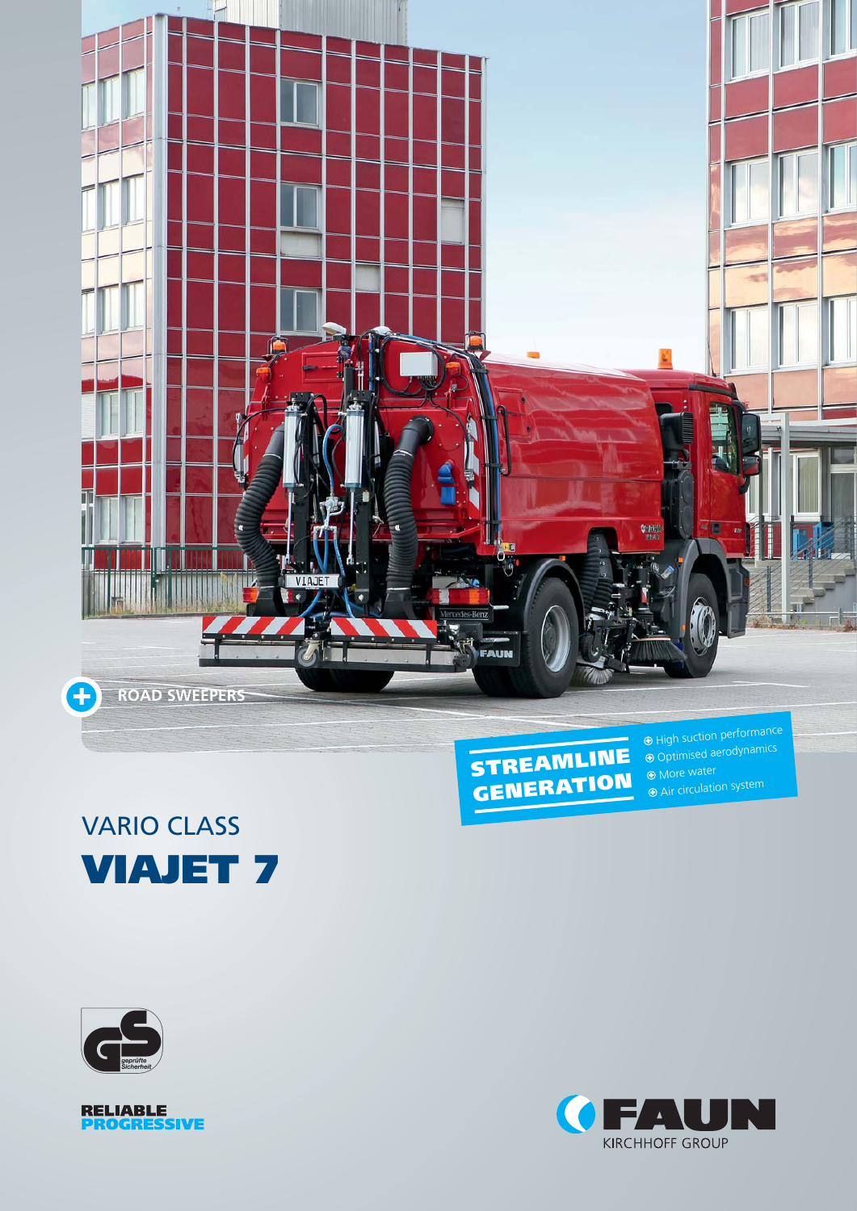ROAD SWEEPERS

**STREAMLINE GENERATION**

- High suction performance
- Optimised aerodynamics
- More water
- Air circulation system

## VARIO CLASS

# VIAJET 7

geprüfte Sicherheit

**RELIABLE**
**PROGRESSIVE**

FAUN
KIRCHHOFF GROUP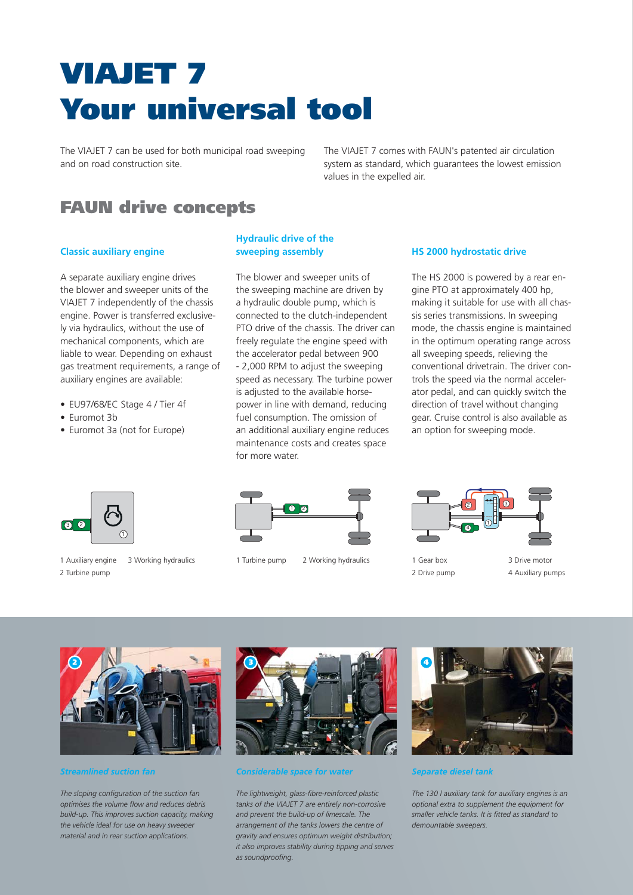# VIAJET 7
# Your universal tool

The VIAJET 7 can be used for both municipal road sweeping and on road construction site.

The VIAJET 7 comes with FAUN's patented air circulation system as standard, which guarantees the lowest emission values in the expelled air.

## FAUN drive concepts

### Classic auxiliary engine

A separate auxiliary engine drives the blower and sweeper units of the VIAJET 7 independently of the chassis engine. Power is transferred exclusively via hydraulics, without the use of mechanical components, which are liable to wear. Depending on exhaust gas treatment requirements, a range of auxiliary engines are available:

- EU97/68/EC Stage 4 / Tier 4f
- Euromot 3b
- Euromot 3a (not for Europe)

1 Auxiliary engine
2 Turbine pump
3 Working hydraulics

### Hydraulic drive of the sweeping assembly

The blower and sweeper units of the sweeping machine are driven by a hydraulic double pump, which is connected to the clutch-independent PTO drive of the chassis. The driver can freely regulate the engine speed with the accelerator pedal between 900 - 2,000 RPM to adjust the sweeping speed as necessary. The turbine power is adjusted to the available horsepower in line with demand, reducing fuel consumption. The omission of an additional auxiliary engine reduces maintenance costs and creates space for more water.

1 Turbine pump
2 Working hydraulics

### HS 2000 hydrostatic drive

The HS 2000 is powered by a rear engine PTO at approximately 400 hp, making it suitable for use with all chassis series transmissions. In sweeping mode, the chassis engine is maintained in the optimum operating range across all sweeping speeds, relieving the conventional drivetrain. The driver controls the speed via the normal accelerator pedal, and can quickly switch the direction of travel without changing gear. Cruise control is also available as an option for sweeping mode.

1 Gear box
2 Drive pump
3 Drive motor
4 Auxiliary pumps

*Streamlined suction fan*

*The sloping configuration of the suction fan optimises the volume flow and reduces debris build-up. This improves suction capacity, making the vehicle ideal for use on heavy sweeper material and in rear suction applications.*

*Considerable space for water*

*The lightweight, glass-fibre-reinforced plastic tanks of the VIAJET 7 are entirely non-corrosive and prevent the build-up of limescale. The arrangement of the tanks lowers the centre of gravity and ensures optimum weight distribution; it also improves stability during tipping and serves as soundproofing.*

*Separate diesel tank*

*The 130 l auxiliary tank for auxiliary engines is an optional extra to supplement the equipment for smaller vehicle tanks. It is fitted as standard to demountable sweepers.*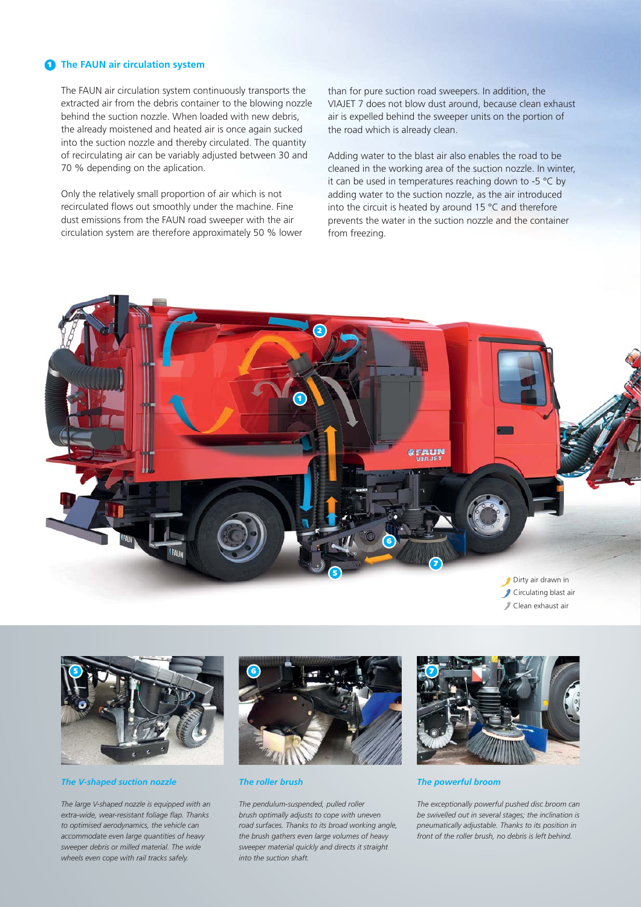## 1 The FAUN air circulation system

The FAUN air circulation system continuously transports the extracted air from the debris container to the blowing nozzle behind the suction nozzle. When loaded with new debris, the already moistened and heated air is once again sucked into the suction nozzle and thereby circulated. The quantity of recirculating air can be variably adjusted between 30 and 70 % depending on the aplication.

Only the relatively small proportion of air which is not recirculated flows out smoothly under the machine. Fine dust emissions from the FAUN road sweeper with the air circulation system are therefore approximately 50 % lower than for pure suction road sweepers. In addition, the VIAJET 7 does not blow dust around, because clean exhaust air is expelled behind the sweeper units on the portion of the road which is already clean.

Adding water to the blast air also enables the road to be cleaned in the working area of the suction nozzle. In winter, it can be used in temperatures reaching down to -5 °C by adding water to the suction nozzle, as the air introduced into the circuit is heated by around 15 °C and therefore prevents the water in the suction nozzle and the container from freezing.

Dirty air drawn in
Circulating blast air
Clean exhaust air

### *The V-shaped suction nozzle*

*The large V-shaped nozzle is equipped with an extra-wide, wear-resistant foliage flap. Thanks to optimised aerodynamics, the vehicle can accommodate even large quantities of heavy sweeper debris or milled material. The wide wheels even cope with rail tracks safely.*

### *The roller brush*

*The pendulum-suspended, pulled roller brush optimally adjusts to cope with uneven road surfaces. Thanks to its broad working angle, the brush gathers even large volumes of heavy sweeper material quickly and directs it straight into the suction shaft.*

### *The powerful broom*

*The exceptionally powerful pushed disc broom can be swivelled out in several stages; the inclination is pneumatically adjustable. Thanks to its position in front of the roller brush, no debris is left behind.*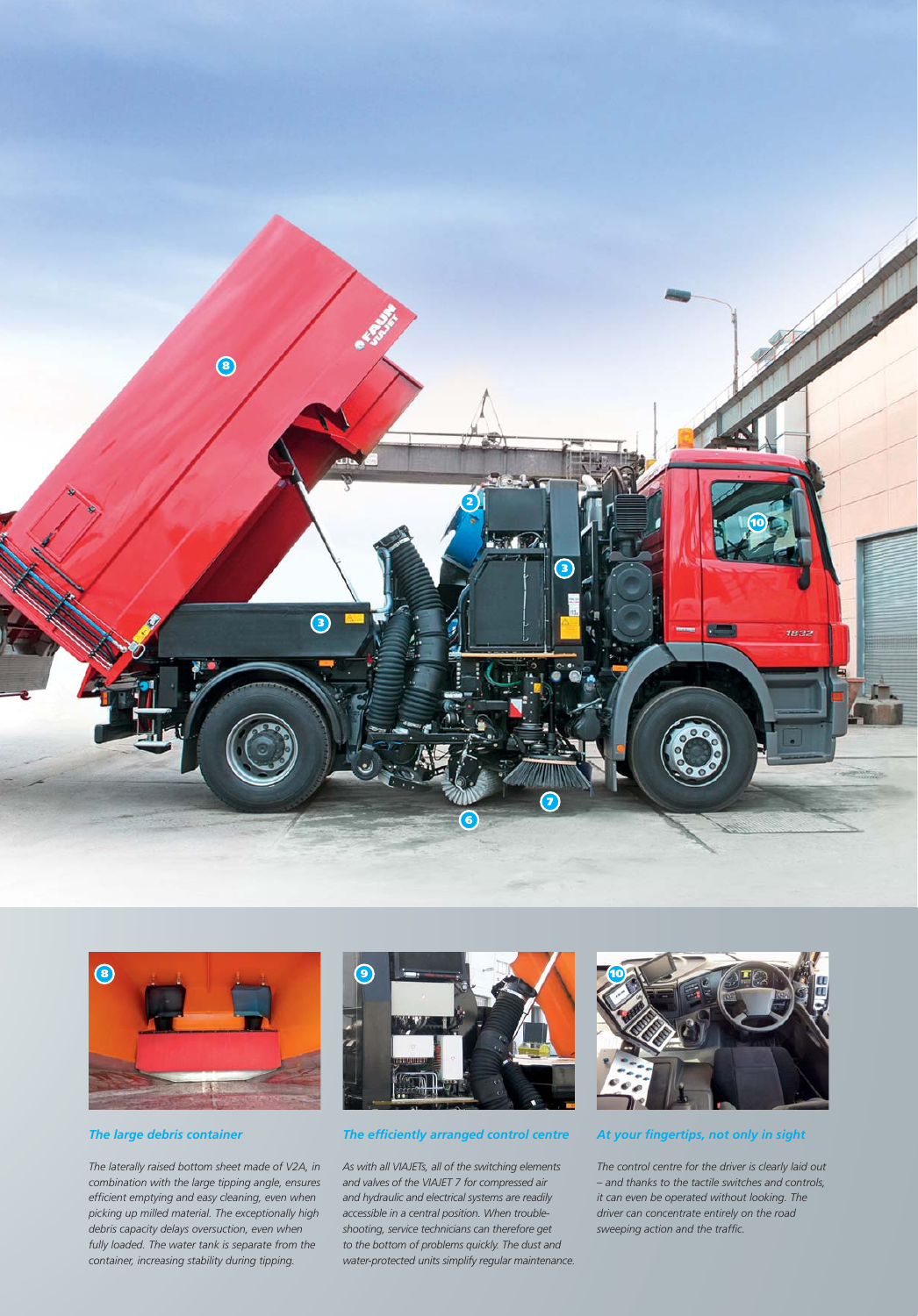### The large debris container

*The laterally raised bottom sheet made of V2A, in combination with the large tipping angle, ensures efficient emptying and easy cleaning, even when picking up milled material. The exceptionally high debris capacity delays oversuction, even when fully loaded. The water tank is separate from the container, increasing stability during tipping.*

### The efficiently arranged control centre

*As with all VIAJETs, all of the switching elements and valves of the VIAJET 7 for compressed air and hydraulic and electrical systems are readily accessible in a central position. When trouble-shooting, service technicians can therefore get to the bottom of problems quickly. The dust and water-protected units simplify regular maintenance.*

### At your fingertips, not only in sight

*The control centre for the driver is clearly laid out – and thanks to the tactile switches and controls, it can even be operated without looking. The driver can concentrate entirely on the road sweeping action and the traffic.*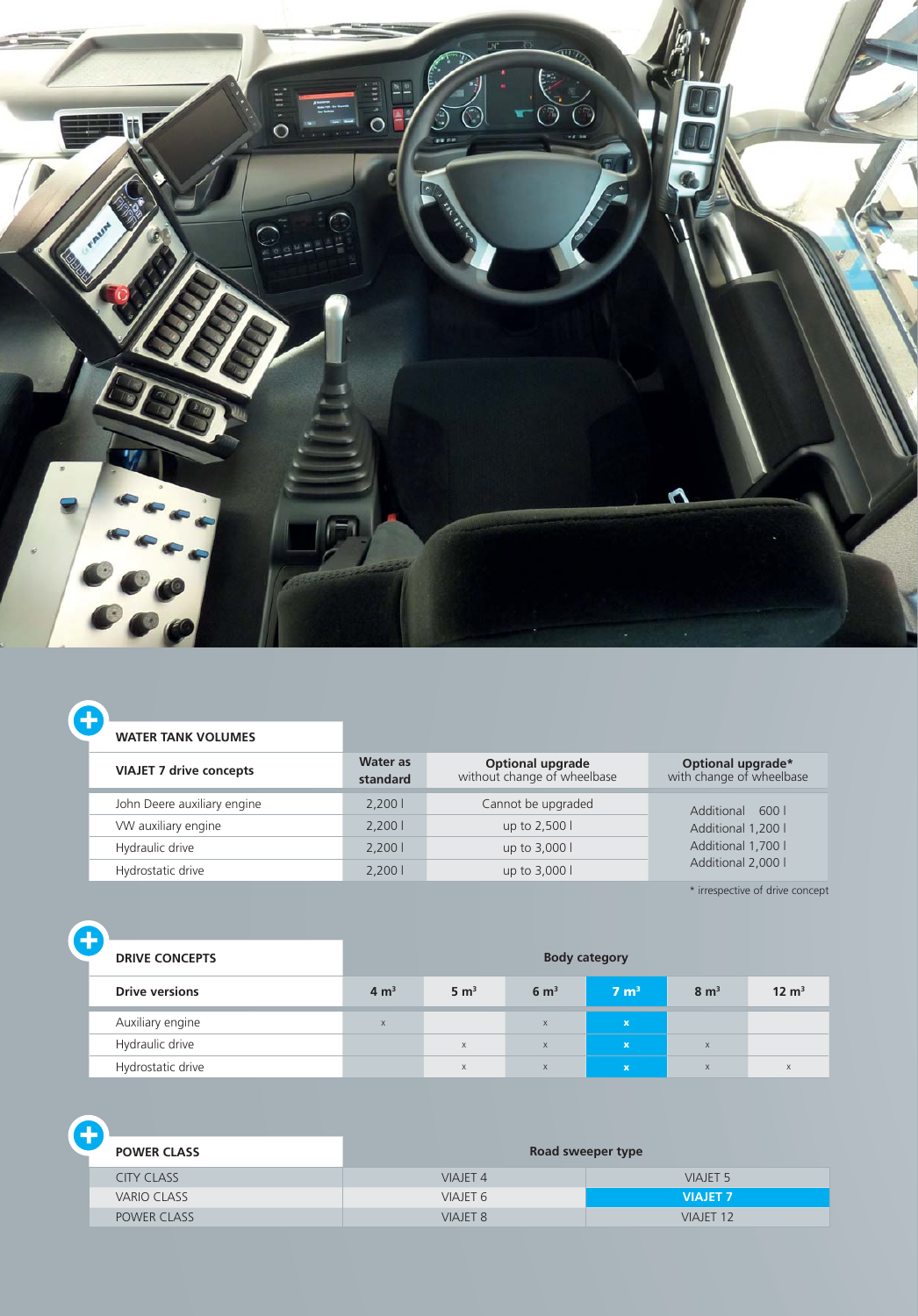## WATER TANK VOLUMES

| VIAJET 7 drive concepts | Water as standard | Optional upgrade without change of wheelbase | Optional upgrade* with change of wheelbase |
|---|---|---|---|
| John Deere auxiliary engine | 2,200 l | Cannot be upgraded | Additional 600 l |
| VW auxiliary engine | 2,200 l | up to 2,500 l | Additional 1,200 l |
| Hydraulic drive | 2,200 l | up to 3,000 l | Additional 1,700 l |
| Hydrostatic drive | 2,200 l | up to 3,000 l | Additional 2,000 l |

* irrespective of drive concept

## DRIVE CONCEPTS

| Drive versions | Body category | | | | | |
|---|---|---|---|---|---|---|
| | 4 m³ | 5 m³ | 6 m³ | **7 m³** | 8 m³ | 12 m³ |
| Auxiliary engine | x | | x | **x** | | |
| Hydraulic drive | | x | x | **x** | x | |
| Hydrostatic drive | | x | x | **x** | x | x |

## POWER CLASS

| POWER CLASS | Road sweeper type | |
|---|---|---|
| CITY CLASS | VIAJET 4 | VIAJET 5 |
| VARIO CLASS | VIAJET 6 | **VIAJET 7** |
| POWER CLASS | VIAJET 8 | VIAJET 12 |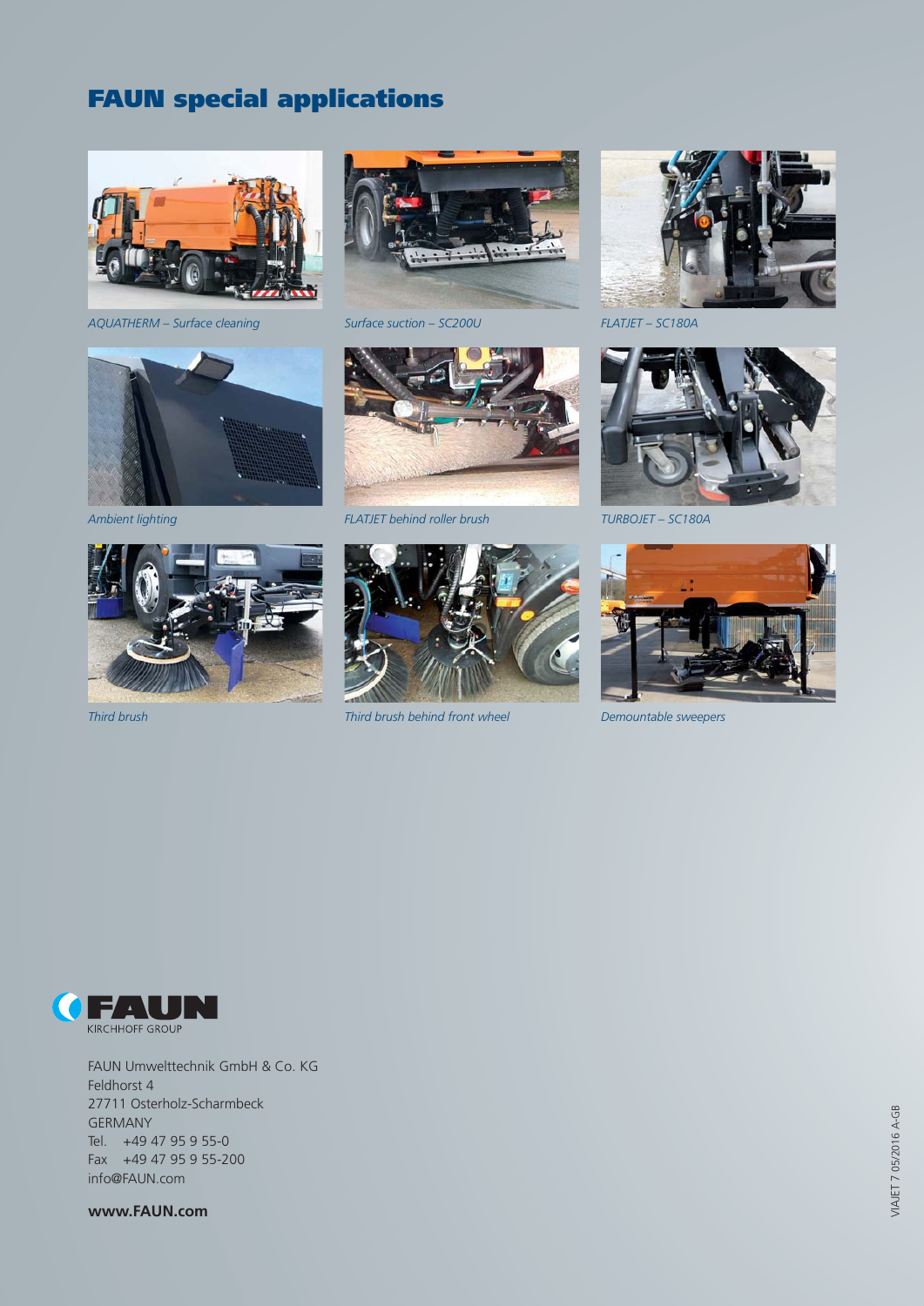# FAUN special applications

*AQUATHERM – Surface cleaning*

*Surface suction – SC200U*

*FLATJET – SC180A*

*Ambient lighting*

*FLATJET behind roller brush*

*TURBOJET – SC180A*

*Third brush*

*Third brush behind front wheel*

*Demountable sweepers*

FAUN
KIRCHHOFF GROUP

FAUN Umwelttechnik GmbH & Co. KG
Feldhorst 4
27711 Osterholz-Scharmbeck
GERMANY
Tel. +49 47 95 9 55-0
Fax +49 47 95 9 55-200
info@FAUN.com

**www.FAUN.com**

VIAJET 7 05/2016 A-GB